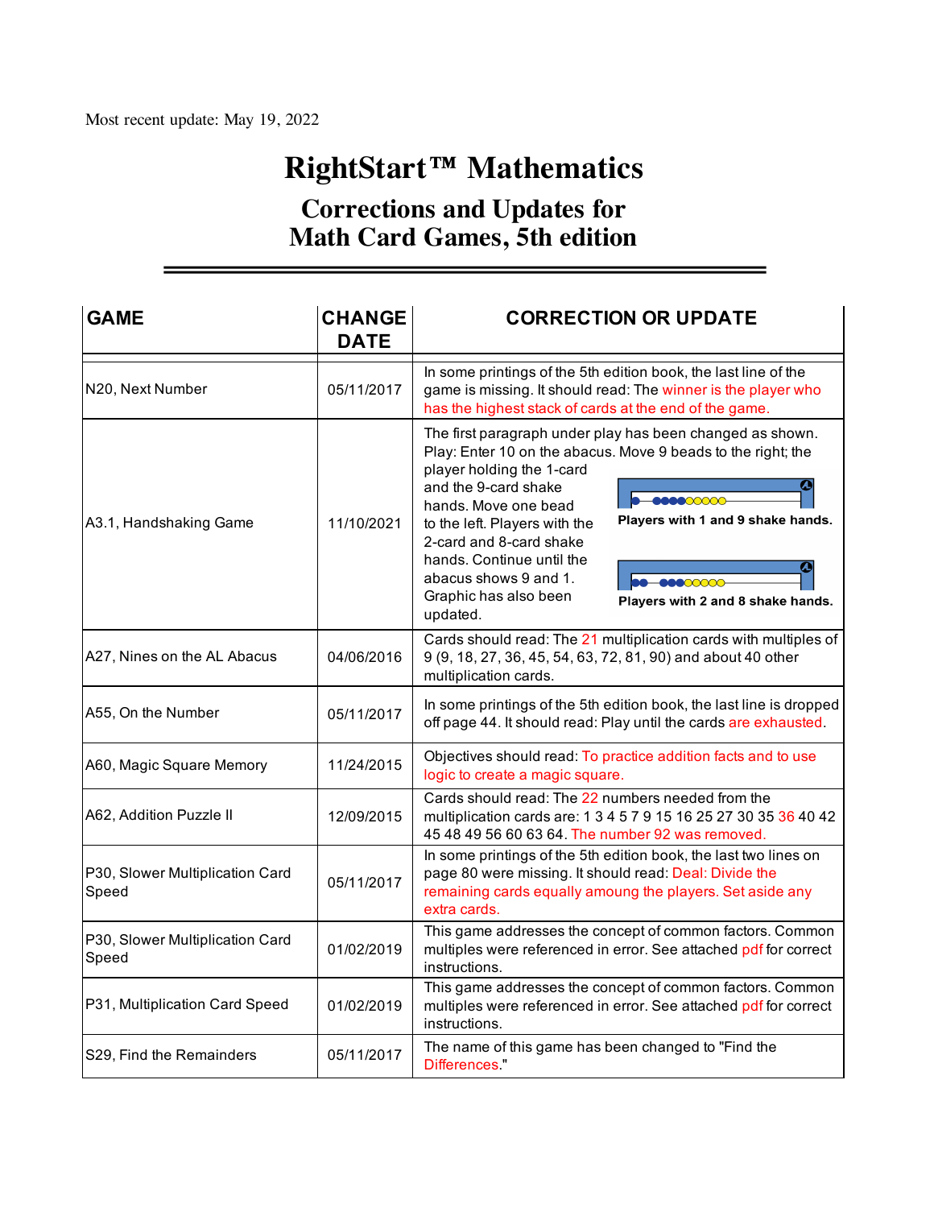Most recent update: May 19, 2022

# RightStart™ Mathematics

## Corrections and Updates for Math Card Games, 5th edition

| GAME | CHANGE DATE | CORRECTION OR UPDATE |
|---|---|---|
| N20, Next Number | 05/11/2017 | In some printings of the 5th edition book, the last line of the game is missing. It should read: The winner is the player who has the highest stack of cards at the end of the game. |
| A3.1, Handshaking Game | 11/10/2021 | The first paragraph under play has been changed as shown. Play: Enter 10 on the abacus. Move 9 beads to the right; the player holding the 1-card and the 9-card shake hands. Move one bead to the left. Players with the 2-card and 8-card shake hands. Continue until the abacus shows 9 and 1. Graphic has also been updated. Players with 1 and 9 shake hands. Players with 2 and 8 shake hands. |
| A27, Nines on the AL Abacus | 04/06/2016 | Cards should read: The 21 multiplication cards with multiples of 9 (9, 18, 27, 36, 45, 54, 63, 72, 81, 90) and about 40 other multiplication cards. |
| A55, On the Number | 05/11/2017 | In some printings of the 5th edition book, the last line is dropped off page 44. It should read: Play until the cards are exhausted. |
| A60, Magic Square Memory | 11/24/2015 | Objectives should read: To practice addition facts and to use logic to create a magic square. |
| A62, Addition Puzzle II | 12/09/2015 | Cards should read: The 22 numbers needed from the multiplication cards are: 1 3 4 5 7 9 15 16 25 27 30 35 36 40 42 45 48 49 56 60 63 64. The number 92 was removed. |
| P30, Slower Multiplication Card Speed | 05/11/2017 | In some printings of the 5th edition book, the last two lines on page 80 were missing. It should read: Deal: Divide the remaining cards equally amoung the players. Set aside any extra cards. |
| P30, Slower Multiplication Card Speed | 01/02/2019 | This game addresses the concept of common factors. Common multiples were referenced in error. See attached pdf for correct instructions. |
| P31, Multiplication Card Speed | 01/02/2019 | This game addresses the concept of common factors. Common multiples were referenced in error. See attached pdf for correct instructions. |
| S29, Find the Remainders | 05/11/2017 | The name of this game has been changed to "Find the Differences." |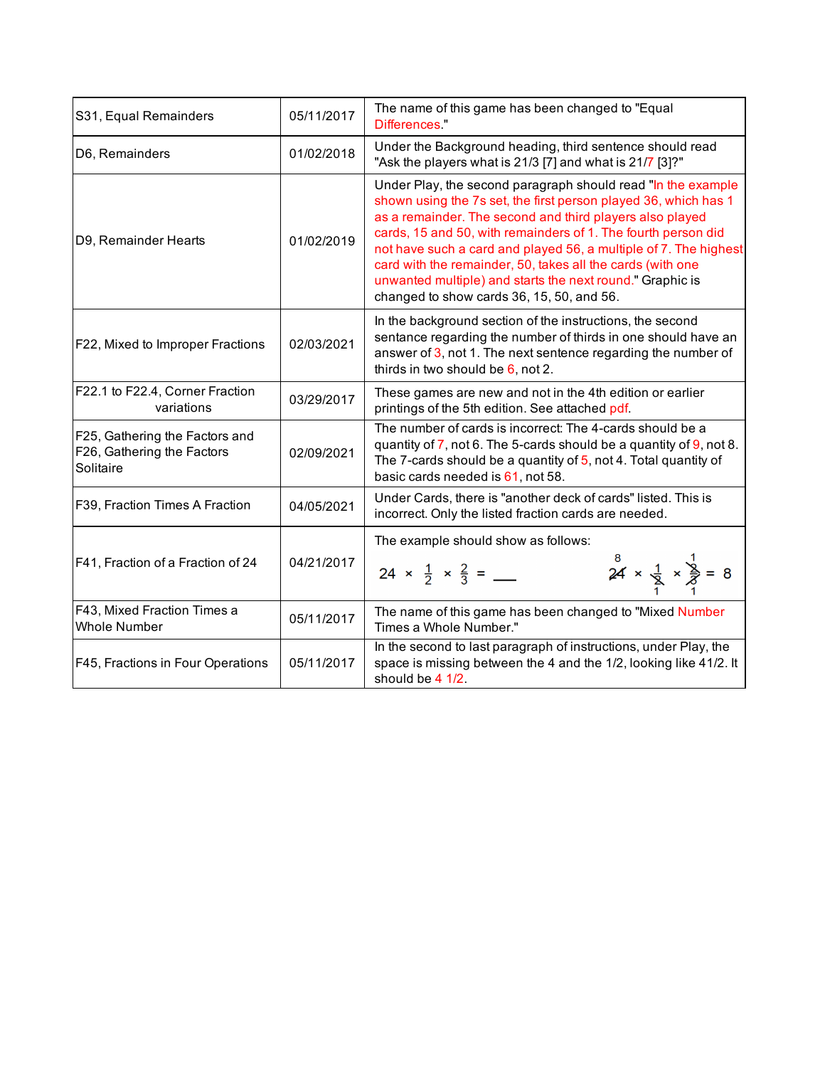| | | |
|---|---|---|
| S31, Equal Remainders | 05/11/2017 | The name of this game has been changed to "Equal Differences." |
| D6, Remainders | 01/02/2018 | Under the Background heading, third sentence should read "Ask the players what is 21/3 [7] and what is 21/7 [3]?" |
| D9, Remainder Hearts | 01/02/2019 | Under Play, the second paragraph should read "In the example shown using the 7s set, the first person played 36, which has 1 as a remainder. The second and third players also played cards, 15 and 50, with remainders of 1. The fourth person did not have such a card and played 56, a multiple of 7. The highest card with the remainder, 50, takes all the cards (with one unwanted multiple) and starts the next round." Graphic is changed to show cards 36, 15, 50, and 56. |
| F22, Mixed to Improper Fractions | 02/03/2021 | In the background section of the instructions, the second sentance regarding the number of thirds in one should have an answer of 3, not 1. The next sentence regarding the number of thirds in two should be 6, not 2. |
| F22.1 to F22.4, Corner Fraction variations | 03/29/2017 | These games are new and not in the 4th edition or earlier printings of the 5th edition. See attached pdf. |
| F25, Gathering the Factors and F26, Gathering the Factors Solitaire | 02/09/2021 | The number of cards is incorrect: The 4-cards should be a quantity of 7, not 6. The 5-cards should be a quantity of 9, not 8. The 7-cards should be a quantity of 5, not 4. Total quantity of basic cards needed is 61, not 58. |
| F39, Fraction Times A Fraction | 04/05/2021 | Under Cards, there is "another deck of cards" listed. This is incorrect. Only the listed fraction cards are needed. |
| F41, Fraction of a Fraction of 24 | 04/21/2017 | The example should show as follows: $24 \times \frac{1}{2} \times \frac{2}{3} = \_\_\_$ $\quad \overset{8}{\cancel{24}} \times \frac{1}{\underset{1}{\cancel{2}}} \times \frac{\overset{1}{\cancel{2}}}{\underset{1}{\cancel{3}}} = 8$ |
| F43, Mixed Fraction Times a Whole Number | 05/11/2017 | The name of this game has been changed to "Mixed Number Times a Whole Number." |
| F45, Fractions in Four Operations | 05/11/2017 | In the second to last paragraph of instructions, under Play, the space is missing between the 4 and the 1/2, looking like 41/2. It should be 4 1/2. |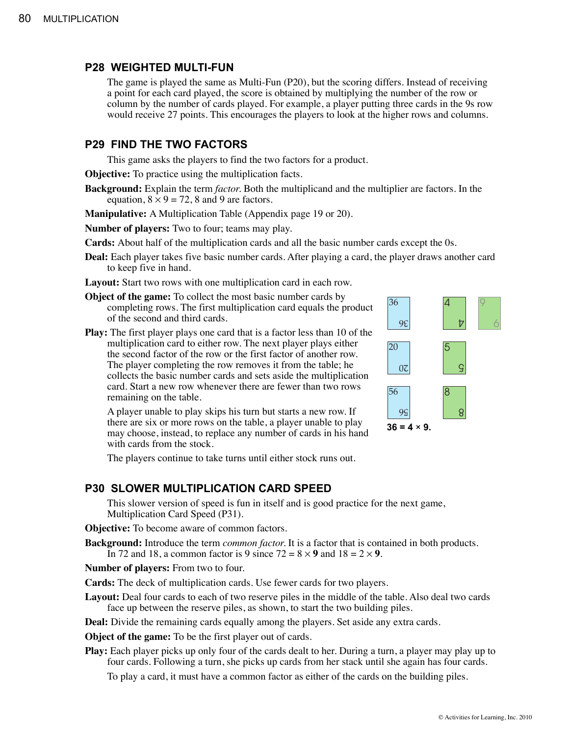## P28 WEIGHTED MULTI-FUN

The game is played the same as Multi-Fun (P20), but the scoring differs. Instead of receiving a point for each card played, the score is obtained by multiplying the number of the row or column by the number of cards played. For example, a player putting three cards in the 9s row would receive 27 points. This encourages the players to look at the higher rows and columns.

## P29 FIND THE TWO FACTORS

This game asks the players to find the two factors for a product.

**Objective:** To practice using the multiplication facts.

**Background:** Explain the term *factor.* Both the multiplicand and the multiplier are factors. In the equation, $8 \times 9 = 72$, 8 and 9 are factors.

**Manipulative:** A Multiplication Table (Appendix page 19 or 20).

**Number of players:** Two to four; teams may play.

**Cards:** About half of the multiplication cards and all the basic number cards except the 0s.

**Deal:** Each player takes five basic number cards. After playing a card, the player draws another card to keep five in hand.

**Layout:** Start two rows with one multiplication card in each row.

**Object of the game:** To collect the most basic number cards by completing rows. The first multiplication card equals the product of the second and third cards.

**Play:** The first player plays one card that is a factor less than 10 of the multiplication card to either row. The next player plays either the second factor of the row or the first factor of another row. The player completing the row removes it from the table; he collects the basic number cards and sets aside the multiplication card. Start a new row whenever there are fewer than two rows remaining on the table.

A player unable to play skips his turn but starts a new row. If there are six or more rows on the table, a player unable to play may choose, instead, to replace any number of cards in his hand with cards from the stock.

The players continue to take turns until either stock runs out.

**36 = 4 × 9.**

## P30 SLOWER MULTIPLICATION CARD SPEED

This slower version of speed is fun in itself and is good practice for the next game, Multiplication Card Speed (P31).

**Objective:** To become aware of common factors.

**Background:** Introduce the term *common factor.* It is a factor that is contained in both products. In 72 and 18, a common factor is 9 since $72 = 8 \times \mathbf{9}$ and $18 = 2 \times \mathbf{9}$.

**Number of players:** From two to four.

**Cards:** The deck of multiplication cards. Use fewer cards for two players.

**Layout:** Deal four cards to each of two reserve piles in the middle of the table. Also deal two cards face up between the reserve piles, as shown, to start the two building piles.

**Deal:** Divide the remaining cards equally among the players. Set aside any extra cards.

**Object of the game:** To be the first player out of cards.

**Play:** Each player picks up only four of the cards dealt to her. During a turn, a player may play up to four cards. Following a turn, she picks up cards from her stack until she again has four cards.

To play a card, it must have a common factor as either of the cards on the building piles.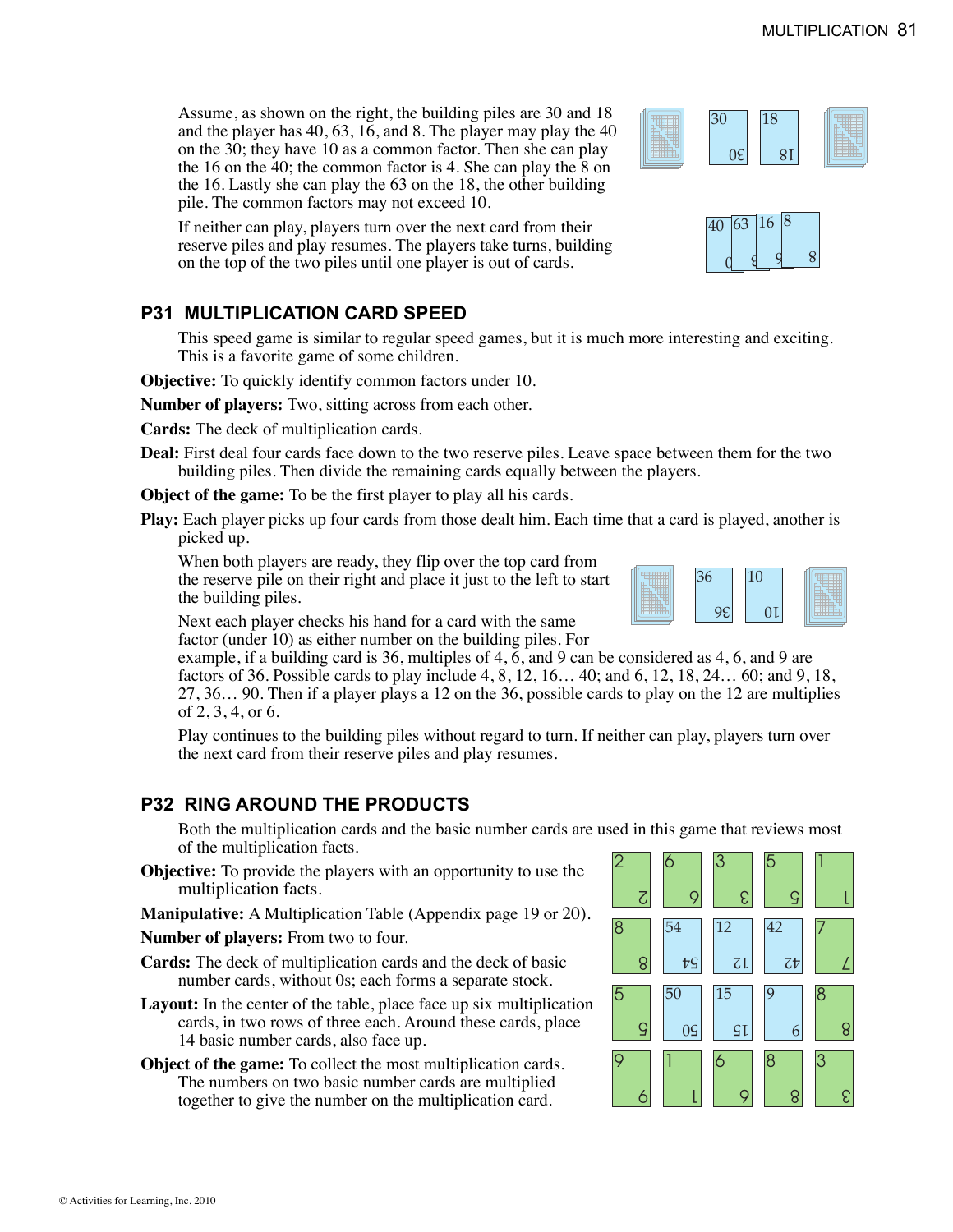Assume, as shown on the right, the building piles are 30 and 18 and the player has 40, 63, 16, and 8. The player may play the 40 on the 30; they have 10 as a common factor. Then she can play the 16 on the 40; the common factor is 4. She can play the 8 on the 16. Lastly she can play the 63 on the 18, the other building pile. The common factors may not exceed 10.

If neither can play, players turn over the next card from their reserve piles and play resumes. The players take turns, building on the top of the two piles until one player is out of cards.

## P31 MULTIPLICATION CARD SPEED

This speed game is similar to regular speed games, but it is much more interesting and exciting. This is a favorite game of some children.

**Objective:** To quickly identify common factors under 10.

**Number of players:** Two, sitting across from each other.

**Cards:** The deck of multiplication cards.

**Deal:** First deal four cards face down to the two reserve piles. Leave space between them for the two building piles. Then divide the remaining cards equally between the players.

**Object of the game:** To be the first player to play all his cards.

**Play:** Each player picks up four cards from those dealt him. Each time that a card is played, another is picked up.

When both players are ready, they flip over the top card from the reserve pile on their right and place it just to the left to start the building piles.

Next each player checks his hand for a card with the same factor (under 10) as either number on the building piles. For example, if a building card is 36, multiples of 4, 6, and 9 can be considered as 4, 6, and 9 are factors of 36. Possible cards to play include 4, 8, 12, 16… 40; and 6, 12, 18, 24… 60; and 9, 18, 27, 36… 90. Then if a player plays a 12 on the 36, possible cards to play on the 12 are multiples of 2, 3, 4, or 6.

Play continues to the building piles without regard to turn. If neither can play, players turn over the next card from their reserve piles and play resumes.

## P32 RING AROUND THE PRODUCTS

Both the multiplication cards and the basic number cards are used in this game that reviews most of the multiplication facts.

**Objective:** To provide the players with an opportunity to use the multiplication facts.

**Manipulative:** A Multiplication Table (Appendix page 19 or 20).

**Number of players:** From two to four.

**Cards:** The deck of multiplication cards and the deck of basic number cards, without 0s; each forms a separate stock.

**Layout:** In the center of the table, place face up six multiplication cards, in two rows of three each. Around these cards, place 14 basic number cards, also face up.

**Object of the game:** To collect the most multiplication cards. The numbers on two basic number cards are multiplied together to give the number on the multiplication card.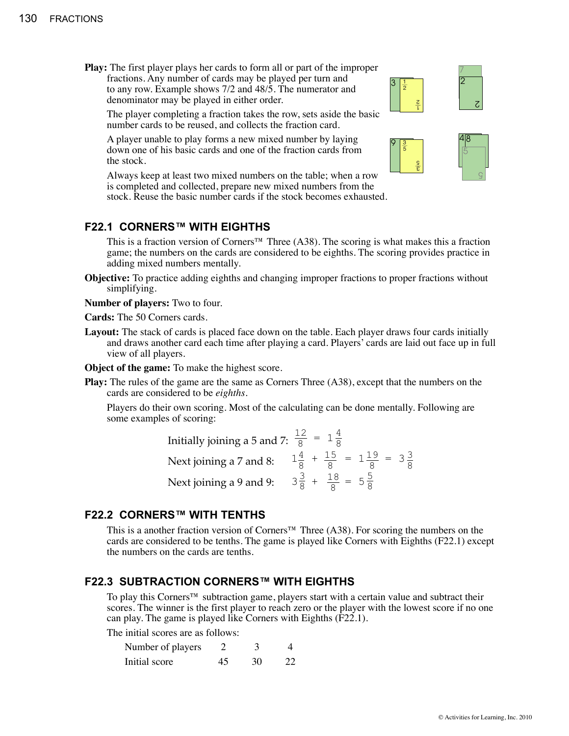**Play:** The first player plays her cards to form all or part of the improper fractions. Any number of cards may be played per turn and to any row. Example shows 7/2 and 48/5. The numerator and denominator may be played in either order.

The player completing a fraction takes the row, sets aside the basic number cards to be reused, and collects the fraction card.

A player unable to play forms a new mixed number by laying down one of his basic cards and one of the fraction cards from the stock.

Always keep at least two mixed numbers on the table; when a row is completed and collected, prepare new mixed numbers from the stock. Reuse the basic number cards if the stock becomes exhausted.

## F22.1 CORNERS™ WITH EIGHTHS

This is a fraction version of Corners™ Three (A38). The scoring is what makes this a fraction game; the numbers on the cards are considered to be eighths. The scoring provides practice in adding mixed numbers mentally.

**Objective:** To practice adding eighths and changing improper fractions to proper fractions without simplifying.

**Number of players:** Two to four.

**Cards:** The 50 Corners cards.

**Layout:** The stack of cards is placed face down on the table. Each player draws four cards initially and draws another card each time after playing a card. Players' cards are laid out face up in full view of all players.

**Object of the game:** To make the highest score.

**Play:** The rules of the game are the same as Corners Three (A38), except that the numbers on the cards are considered to be *eighths*.

Players do their own scoring. Most of the calculating can be done mentally. Following are some examples of scoring:

Initially joining a 5 and 7: $\frac{12}{8} = 1\frac{4}{8}$

Next joining a 7 and 8: $1\frac{4}{8} + \frac{15}{8} = 1\frac{19}{8} = 3\frac{3}{8}$

Next joining a 9 and 9: $3\frac{3}{8} + \frac{18}{8} = 5\frac{5}{8}$

## F22.2 CORNERS™ WITH TENTHS

This is a another fraction version of Corners™ Three (A38). For scoring the numbers on the cards are considered to be tenths. The game is played like Corners with Eighths (F22.1) except the numbers on the cards are tenths.

## F22.3 SUBTRACTION CORNERS™ WITH EIGHTHS

To play this Corners™ subtraction game, players start with a certain value and subtract their scores. The winner is the first player to reach zero or the player with the lowest score if no one can play. The game is played like Corners with Eighths (F22.1).

The initial scores are as follows:

| Number of players | 2 | 3 | 4 |
|---|---|---|---|
| Initial score | 45 | 30 | 22 |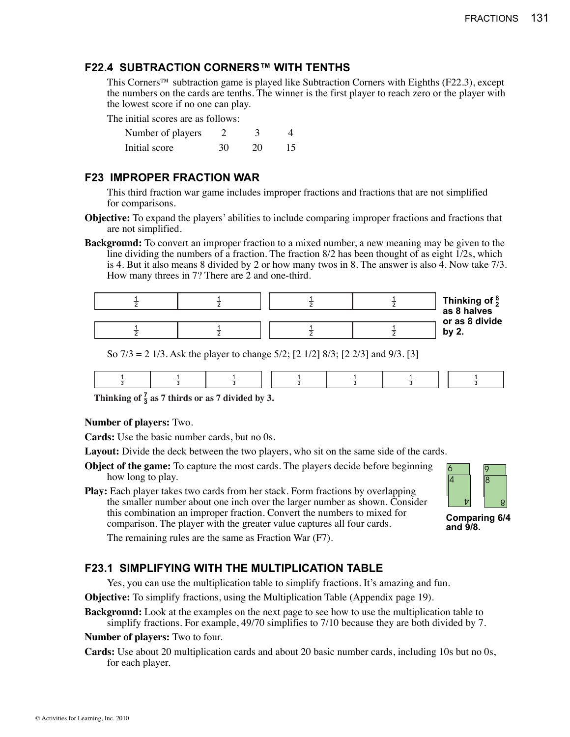### F22.4 SUBTRACTION CORNERS™ WITH TENTHS

This Corners™ subtraction game is played like Subtraction Corners with Eighths (F22.3), except the numbers on the cards are tenths. The winner is the first player to reach zero or the player with the lowest score if no one can play.

The initial scores are as follows:

| | | | |
|---|---|---|---|
| Number of players | 2 | 3 | 4 |
| Initial score | 30 | 20 | 15 |

## F23 IMPROPER FRACTION WAR

This third fraction war game includes improper fractions and fractions that are not simplified for comparisons.

**Objective:** To expand the players' abilities to include comparing improper fractions and fractions that are not simplified.

**Background:** To convert an improper fraction to a mixed number, a new meaning may be given to the line dividing the numbers of a fraction. The fraction 8/2 has been thought of as eight 1/2s, which is 4. But it also means 8 divided by 2 or how many twos in 8. The answer is also 4. Now take 7/3. How many threes in 7? There are 2 and one-third.

$\frac{1}{2}$ $\frac{1}{2}$ $\frac{1}{2}$ $\frac{1}{2}$

$\frac{1}{2}$ $\frac{1}{2}$ $\frac{1}{2}$ $\frac{1}{2}$

**Thinking of $\frac{8}{2}$ as 8 halves or as 8 divide by 2.**

So 7/3 = 2 1/3. Ask the player to change 5/2; [2 1/2] 8/3; [2 2/3] and 9/3. [3]

$\frac{1}{3}$ $\frac{1}{3}$ $\frac{1}{3}$ $\frac{1}{3}$ $\frac{1}{3}$ $\frac{1}{3}$ $\frac{1}{3}$

**Thinking of $\frac{7}{3}$ as 7 thirds or as 7 divided by 3.**

**Number of players:** Two.

**Cards:** Use the basic number cards, but no 0s.

**Layout:** Divide the deck between the two players, who sit on the same side of the cards.

**Object of the game:** To capture the most cards. The players decide before beginning how long to play.

**Play:** Each player takes two cards from her stack. Form fractions by overlapping the smaller number about one inch over the larger number as shown. Consider this combination an improper fraction. Convert the numbers to mixed for comparison. The player with the greater value captures all four cards.

The remaining rules are the same as Fraction War (F7).

6 4 9 8

**Comparing 6/4 and 9/8.**

### F23.1 SIMPLIFYING WITH THE MULTIPLICATION TABLE

Yes, you can use the multiplication table to simplify fractions. It's amazing and fun.

**Objective:** To simplify fractions, using the Multiplication Table (Appendix page 19).

**Background:** Look at the examples on the next page to see how to use the multiplication table to simplify fractions. For example, 49/70 simplifies to 7/10 because they are both divided by 7.

**Number of players:** Two to four.

**Cards:** Use about 20 multiplication cards and about 20 basic number cards, including 10s but no 0s, for each player.